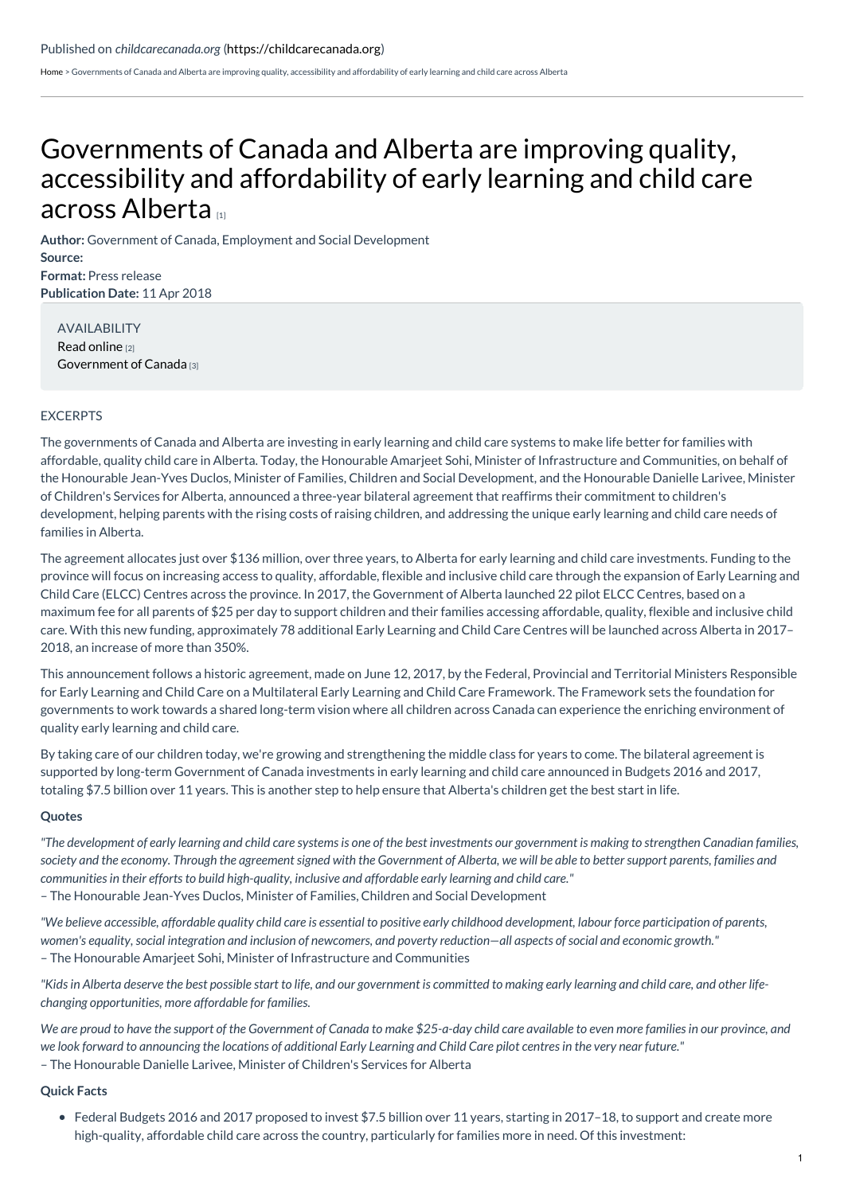Published on *childcarecanada.org* (https://childcarecanada.org)

Home > Governments of Canada and Alberta are improving quality, accessibility and affordability of early learning and child care across Alberta

# Governments of Canada and Alberta are improving quality, accessibility and affordability of early learning and child care across Alberta [1]

**Author:** Government of Canada, Employment and Social Development
**Source:**
**Format:** Press release
**Publication Date:** 11 Apr 2018

AVAILABILITY
Read online [2]
Government of Canada [3]

EXCERPTS

The governments of Canada and Alberta are investing in early learning and child care systems to make life better for families with affordable, quality child care in Alberta. Today, the Honourable Amarjeet Sohi, Minister of Infrastructure and Communities, on behalf of the Honourable Jean-Yves Duclos, Minister of Families, Children and Social Development, and the Honourable Danielle Larivee, Minister of Children's Services for Alberta, announced a three-year bilateral agreement that reaffirms their commitment to children's development, helping parents with the rising costs of raising children, and addressing the unique early learning and child care needs of families in Alberta.

The agreement allocates just over $136 million, over three years, to Alberta for early learning and child care investments. Funding to the province will focus on increasing access to quality, affordable, flexible and inclusive child care through the expansion of Early Learning and Child Care (ELCC) Centres across the province. In 2017, the Government of Alberta launched 22 pilot ELCC Centres, based on a maximum fee for all parents of $25 per day to support children and their families accessing affordable, quality, flexible and inclusive child care. With this new funding, approximately 78 additional Early Learning and Child Care Centres will be launched across Alberta in 2017–2018, an increase of more than 350%.

This announcement follows a historic agreement, made on June 12, 2017, by the Federal, Provincial and Territorial Ministers Responsible for Early Learning and Child Care on a Multilateral Early Learning and Child Care Framework. The Framework sets the foundation for governments to work towards a shared long-term vision where all children across Canada can experience the enriching environment of quality early learning and child care.

By taking care of our children today, we're growing and strengthening the middle class for years to come. The bilateral agreement is supported by long-term Government of Canada investments in early learning and child care announced in Budgets 2016 and 2017, totaling $7.5 billion over 11 years. This is another step to help ensure that Alberta's children get the best start in life.

**Quotes**

*"The development of early learning and child care systems is one of the best investments our government is making to strengthen Canadian families, society and the economy. Through the agreement signed with the Government of Alberta, we will be able to better support parents, families and communities in their efforts to build high-quality, inclusive and affordable early learning and child care."*
– The Honourable Jean-Yves Duclos, Minister of Families, Children and Social Development

*"We believe accessible, affordable quality child care is essential to positive early childhood development, labour force participation of parents, women's equality, social integration and inclusion of newcomers, and poverty reduction—all aspects of social and economic growth."*
– The Honourable Amarjeet Sohi, Minister of Infrastructure and Communities

*"Kids in Alberta deserve the best possible start to life, and our government is committed to making early learning and child care, and other life-changing opportunities, more affordable for families.*

*We are proud to have the support of the Government of Canada to make $25-a-day child care available to even more families in our province, and we look forward to announcing the locations of additional Early Learning and Child Care pilot centres in the very near future."*
– The Honourable Danielle Larivee, Minister of Children's Services for Alberta

**Quick Facts**

- Federal Budgets 2016 and 2017 proposed to invest $7.5 billion over 11 years, starting in 2017–18, to support and create more high-quality, affordable child care across the country, particularly for families more in need. Of this investment: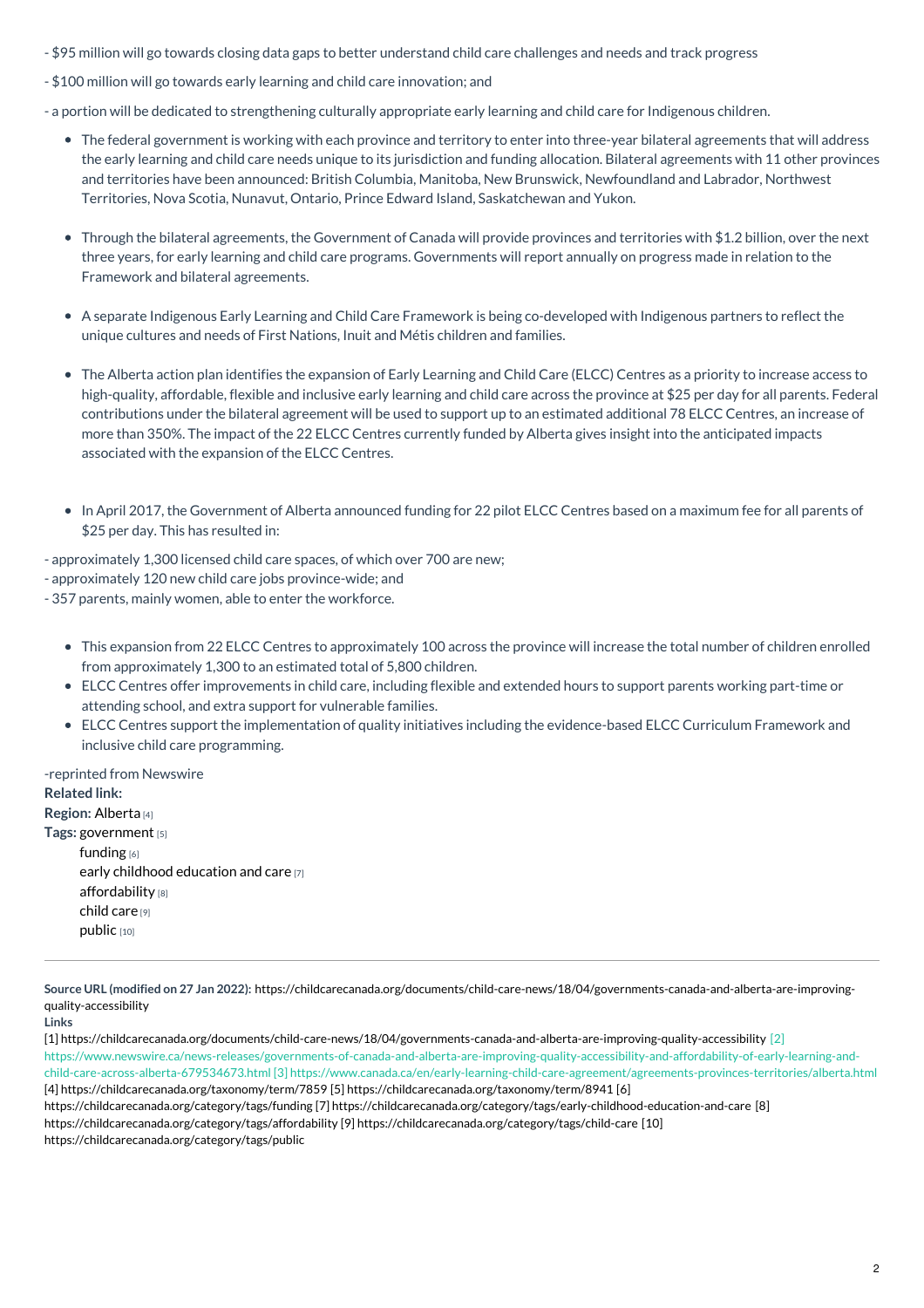- $95 million will go towards closing data gaps to better understand child care challenges and needs and track progress

- $100 million will go towards early learning and child care innovation; and

- a portion will be dedicated to strengthening culturally appropriate early learning and child care for Indigenous children.

- The federal government is working with each province and territory to enter into three-year bilateral agreements that will address the early learning and child care needs unique to its jurisdiction and funding allocation. Bilateral agreements with 11 other provinces and territories have been announced: British Columbia, Manitoba, New Brunswick, Newfoundland and Labrador, Northwest Territories, Nova Scotia, Nunavut, Ontario, Prince Edward Island, Saskatchewan and Yukon.

- Through the bilateral agreements, the Government of Canada will provide provinces and territories with $1.2 billion, over the next three years, for early learning and child care programs. Governments will report annually on progress made in relation to the Framework and bilateral agreements.

- A separate Indigenous Early Learning and Child Care Framework is being co-developed with Indigenous partners to reflect the unique cultures and needs of First Nations, Inuit and Métis children and families.

- The Alberta action plan identifies the expansion of Early Learning and Child Care (ELCC) Centres as a priority to increase access to high-quality, affordable, flexible and inclusive early learning and child care across the province at $25 per day for all parents. Federal contributions under the bilateral agreement will be used to support up to an estimated additional 78 ELCC Centres, an increase of more than 350%. The impact of the 22 ELCC Centres currently funded by Alberta gives insight into the anticipated impacts associated with the expansion of the ELCC Centres.

- In April 2017, the Government of Alberta announced funding for 22 pilot ELCC Centres based on a maximum fee for all parents of $25 per day. This has resulted in:

- approximately 1,300 licensed child care spaces, of which over 700 are new;
- approximately 120 new child care jobs province-wide; and
- 357 parents, mainly women, able to enter the workforce.

- This expansion from 22 ELCC Centres to approximately 100 across the province will increase the total number of children enrolled from approximately 1,300 to an estimated total of 5,800 children.
- ELCC Centres offer improvements in child care, including flexible and extended hours to support parents working part-time or attending school, and extra support for vulnerable families.
- ELCC Centres support the implementation of quality initiatives including the evidence-based ELCC Curriculum Framework and inclusive child care programming.

-reprinted from Newswire

**Related link:**

**Region:** Alberta [4]

**Tags:** government [5]
funding [6]
early childhood education and care [7]
affordability [8]
child care [9]
public [10]

---

**Source URL (modified on 27 Jan 2022):** https://childcarecanada.org/documents/child-care-news/18/04/governments-canada-and-alberta-are-improving-quality-accessibility

**Links**

[1] https://childcarecanada.org/documents/child-care-news/18/04/governments-canada-and-alberta-are-improving-quality-accessibility [2] https://www.newswire.ca/news-releases/governments-of-canada-and-alberta-are-improving-quality-accessibility-and-affordability-of-early-learning-and-child-care-across-alberta-679534673.html [3] https://www.canada.ca/en/early-learning-child-care-agreement/agreements-provinces-territories/alberta.html [4] https://childcarecanada.org/taxonomy/term/7859 [5] https://childcarecanada.org/taxonomy/term/8941 [6] https://childcarecanada.org/category/tags/funding [7] https://childcarecanada.org/category/tags/early-childhood-education-and-care [8] https://childcarecanada.org/category/tags/affordability [9] https://childcarecanada.org/category/tags/child-care [10] https://childcarecanada.org/category/tags/public